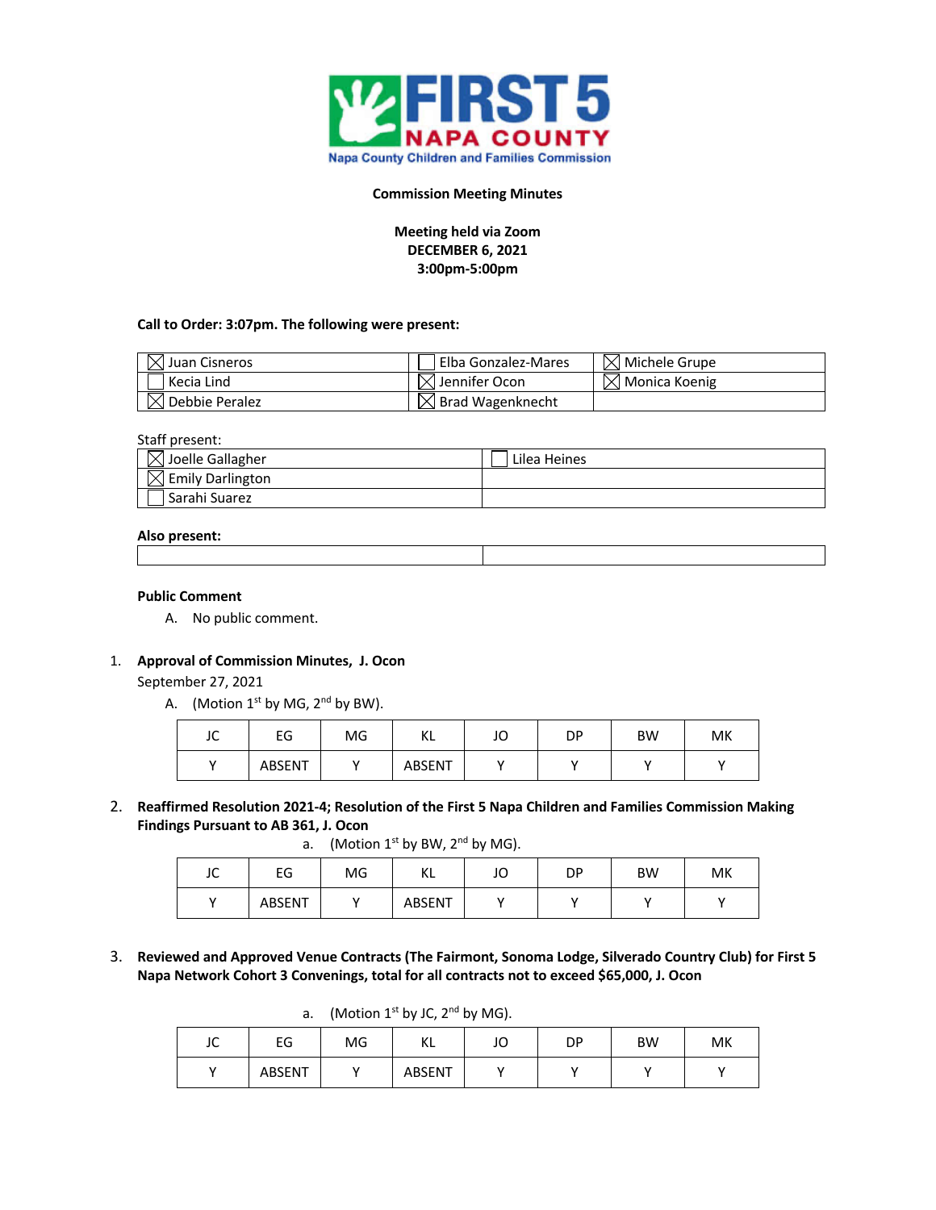FIRST 5 NAPA COUNTY

Napa County Children and Families Commission

**Commission Meeting Minutes**

**Meeting held via Zoom**
**DECEMBER 6, 2021**
**3:00pm-5:00pm**

**Call to Order: 3:07pm. The following were present:**

| | | |
|---|---|---|
| ☒ Juan Cisneros | ☐ Elba Gonzalez-Mares | ☒ Michele Grupe |
| ☐ Kecia Lind | ☒ Jennifer Ocon | ☒ Monica Koenig |
| ☒ Debbie Peralez | ☒ Brad Wagenknecht | |

Staff present:

| | |
|---|---|
| ☒ Joelle Gallagher | ☐ Lilea Heines |
| ☒ Emily Darlington | |
| ☐ Sarahi Suarez | |

**Also present:**

| | |
|---|---|
| | |

**Public Comment**

A. No public comment.

1. **Approval of Commission Minutes, J. Ocon**
   September 27, 2021
   A. (Motion 1st by MG, 2nd by BW).

| JC | EG | MG | KL | JO | DP | BW | MK |
|---|---|---|---|---|---|---|---|
| Y | ABSENT | Y | ABSENT | Y | Y | Y | Y |

2. **Reaffirmed Resolution 2021-4; Resolution of the First 5 Napa Children and Families Commission Making Findings Pursuant to AB 361, J. Ocon**
   a. (Motion 1st by BW, 2nd by MG).

| JC | EG | MG | KL | JO | DP | BW | MK |
|---|---|---|---|---|---|---|---|
| Y | ABSENT | Y | ABSENT | Y | Y | Y | Y |

3. **Reviewed and Approved Venue Contracts (The Fairmont, Sonoma Lodge, Silverado Country Club) for First 5 Napa Network Cohort 3 Convenings, total for all contracts not to exceed $65,000, J. Ocon**
   a. (Motion 1st by JC, 2nd by MG).

| JC | EG | MG | KL | JO | DP | BW | MK |
|---|---|---|---|---|---|---|---|
| Y | ABSENT | Y | ABSENT | Y | Y | Y | Y |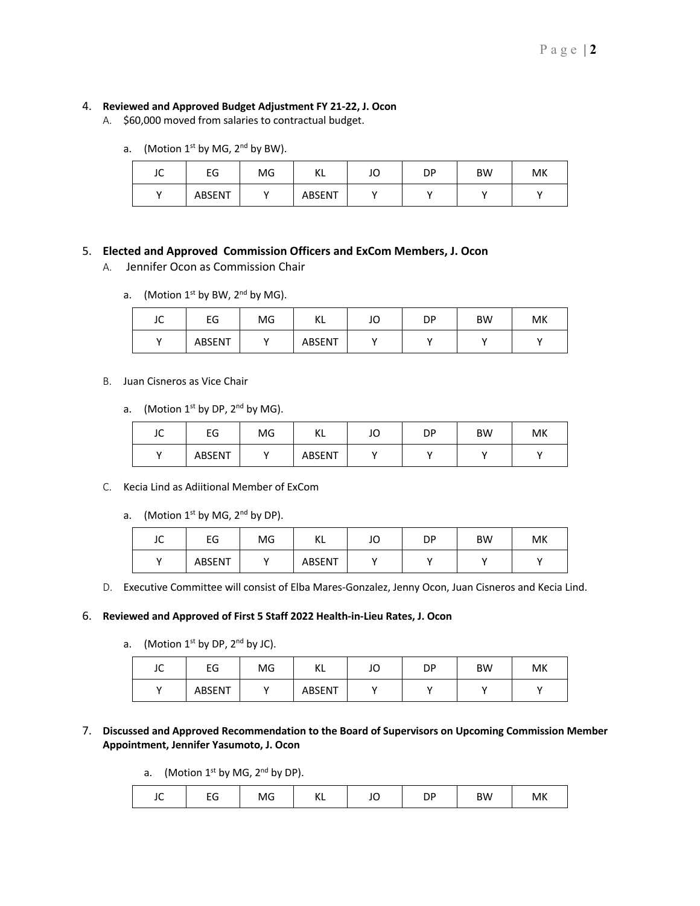4. **Reviewed and Approved Budget Adjustment FY 21-22, J. Ocon**
   A. $60,000 moved from salaries to contractual budget.

      a. (Motion 1st by MG, 2nd by BW).

| JC | EG | MG | KL | JO | DP | BW | MK |
|---|---|---|---|---|---|---|---|
| Y | ABSENT | Y | ABSENT | Y | Y | Y | Y |

5. **Elected and Approved Commission Officers and ExCom Members, J. Ocon**
   A. Jennifer Ocon as Commission Chair

      a. (Motion 1st by BW, 2nd by MG).

| JC | EG | MG | KL | JO | DP | BW | MK |
|---|---|---|---|---|---|---|---|
| Y | ABSENT | Y | ABSENT | Y | Y | Y | Y |

   B. Juan Cisneros as Vice Chair

      a. (Motion 1st by DP, 2nd by MG).

| JC | EG | MG | KL | JO | DP | BW | MK |
|---|---|---|---|---|---|---|---|
| Y | ABSENT | Y | ABSENT | Y | Y | Y | Y |

   C. Kecia Lind as Adiitional Member of ExCom

      a. (Motion 1st by MG, 2nd by DP).

| JC | EG | MG | KL | JO | DP | BW | MK |
|---|---|---|---|---|---|---|---|
| Y | ABSENT | Y | ABSENT | Y | Y | Y | Y |

   D. Executive Committee will consist of Elba Mares-Gonzalez, Jenny Ocon, Juan Cisneros and Kecia Lind.

6. **Reviewed and Approved of First 5 Staff 2022 Health-in-Lieu Rates, J. Ocon**

      a. (Motion 1st by DP, 2nd by JC).

| JC | EG | MG | KL | JO | DP | BW | MK |
|---|---|---|---|---|---|---|---|
| Y | ABSENT | Y | ABSENT | Y | Y | Y | Y |

7. **Discussed and Approved Recommendation to the Board of Supervisors on Upcoming Commission Member Appointment, Jennifer Yasumoto, J. Ocon**

      a. (Motion 1st by MG, 2nd by DP).

| JC | EG | MG | KL | JO | DP | BW | MK |
|---|---|---|---|---|---|---|---|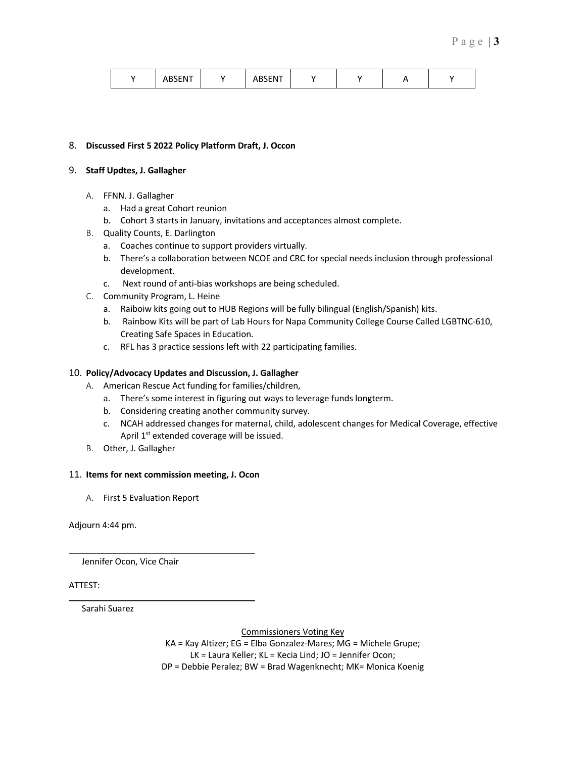| Y | ABSENT | Y | ABSENT | Y | Y | A | Y |
|---|---|---|---|---|---|---|---|

8. **Discussed First 5 2022 Policy Platform Draft, J. Occon**

9. **Staff Updtes, J. Gallagher**

   A. FFNN. J. Gallagher
      a. Had a great Cohort reunion
      b. Cohort 3 starts in January, invitations and acceptances almost complete.
   B. Quality Counts, E. Darlington
      a. Coaches continue to support providers virtually.
      b. There's a collaboration between NCOE and CRC for special needs inclusion through professional development.
      c. Next round of anti-bias workshops are being scheduled.
   C. Community Program, L. Heine
      a. Raiboiw kits going out to HUB Regions will be fully bilingual (English/Spanish) kits.
      b. Rainbow Kits will be part of Lab Hours for Napa Community College Course Called LGBTNC-610, Creating Safe Spaces in Education.
      c. RFL has 3 practice sessions left with 22 participating families.

10. **Policy/Advocacy Updates and Discussion, J. Gallagher**

   A. American Rescue Act funding for families/children,
      a. There's some interest in figuring out ways to leverage funds longterm.
      b. Considering creating another community survey.
      c. NCAH addressed changes for maternal, child, adolescent changes for Medical Coverage, effective April 1st extended coverage will be issued.
   B. Other, J. Gallagher

11. **Items for next commission meeting, J. Ocon**

   A. First 5 Evaluation Report

Adjourn 4:44 pm.

\_\_\_\_\_\_\_\_\_\_\_\_\_\_\_\_\_\_\_\_\_\_\_\_\_\_\_\_\_\_\_\_\_\_\_\_\_\_

Jennifer Ocon, Vice Chair

ATTEST:

\_\_\_\_\_\_\_\_\_\_\_\_\_\_\_\_\_\_\_\_\_\_\_\_\_\_\_\_\_\_\_\_\_\_\_\_\_\_

Sarahi Suarez

Commissioners Voting Key

KA = Kay Altizer; EG = Elba Gonzalez-Mares; MG = Michele Grupe;
LK = Laura Keller; KL = Kecia Lind; JO = Jennifer Ocon;
DP = Debbie Peralez; BW = Brad Wagenknecht; MK= Monica Koenig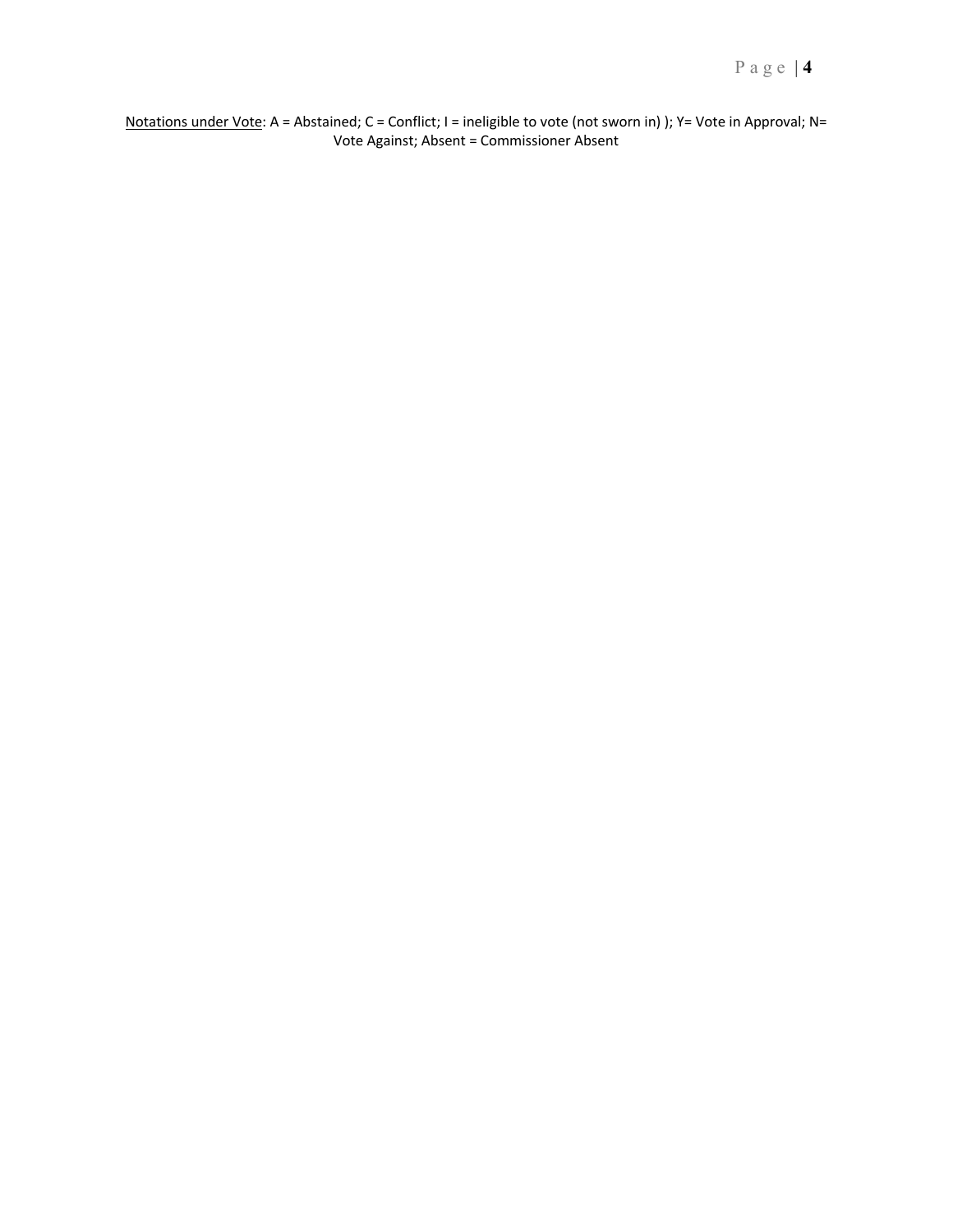<u>Notations under Vote</u>: A = Abstained; C = Conflict; I = ineligible to vote (not sworn in) ); Y= Vote in Approval; N= Vote Against; Absent = Commissioner Absent